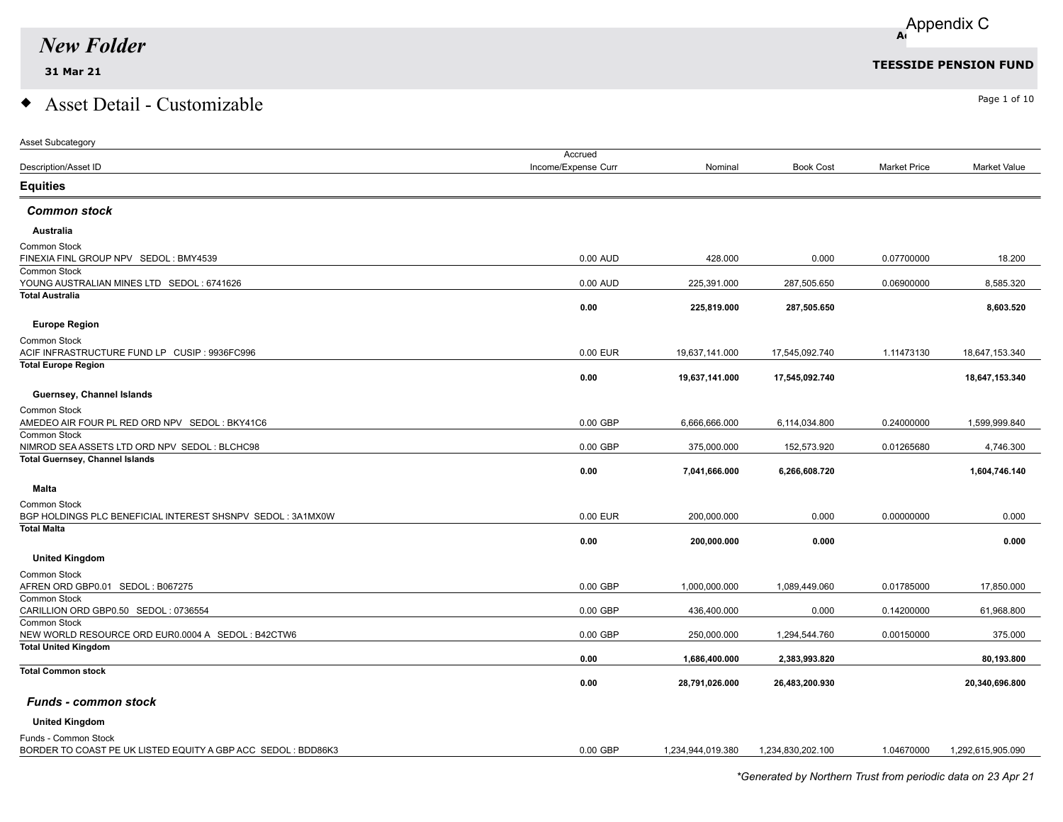Appendix C

# New Folder

**31 Mar 21**

**TEESSIDE PENSION FUND**

## ◆ Asset Detail - Customizable

| Asset Subcategory<br>Description/Asset ID | Accrued Income/Expense Curr | Nominal | Book Cost | Market Price | Market Value |
|---|---|---|---|---|---|
| **Equities** | | | | | |
| ***Common stock*** | | | | | |
| **Australia** | | | | | |
| Common Stock<br>FINEXIA FINL GROUP NPV SEDOL : BMY4539 | 0.00 AUD | 428.000 | 0.000 | 0.07700000 | 18.200 |
| Common Stock<br>YOUNG AUSTRALIAN MINES LTD SEDOL : 6741626 | 0.00 AUD | 225,391.000 | 287,505.650 | 0.06900000 | 8,585.320 |
| **Total Australia** | **0.00** | **225,819.000** | **287,505.650** | | **8,603.520** |
| **Europe Region** | | | | | |
| Common Stock<br>ACIF INFRASTRUCTURE FUND LP CUSIP : 9936FC996 | 0.00 EUR | 19,637,141.000 | 17,545,092.740 | 1.11473130 | 18,647,153.340 |
| **Total Europe Region** | **0.00** | **19,637,141.000** | **17,545,092.740** | | **18,647,153.340** |
| **Guernsey, Channel Islands** | | | | | |
| Common Stock<br>AMEDEO AIR FOUR PL RED ORD NPV SEDOL : BKY41C6 | 0.00 GBP | 6,666,666.000 | 6,114,034.800 | 0.24000000 | 1,599,999.840 |
| Common Stock<br>NIMROD SEA ASSETS LTD ORD NPV SEDOL : BLCHC98 | 0.00 GBP | 375,000.000 | 152,573.920 | 0.01265680 | 4,746.300 |
| **Total Guernsey, Channel Islands** | **0.00** | **7,041,666.000** | **6,266,608.720** | | **1,604,746.140** |
| **Malta** | | | | | |
| Common Stock<br>BGP HOLDINGS PLC BENEFICIAL INTEREST SHSNPV SEDOL : 3A1MX0W | 0.00 EUR | 200,000.000 | 0.000 | 0.00000000 | 0.000 |
| **Total Malta** | **0.00** | **200,000.000** | **0.000** | | **0.000** |
| **United Kingdom** | | | | | |
| Common Stock<br>AFREN ORD GBP0.01 SEDOL : B067275 | 0.00 GBP | 1,000,000.000 | 1,089,449.060 | 0.01785000 | 17,850.000 |
| Common Stock<br>CARILLION ORD GBP0.50 SEDOL : 0736554 | 0.00 GBP | 436,400.000 | 0.000 | 0.14200000 | 61,968.800 |
| Common Stock<br>NEW WORLD RESOURCE ORD EUR0.0004 A SEDOL : B42CTW6 | 0.00 GBP | 250,000.000 | 1,294,544.760 | 0.00150000 | 375.000 |
| **Total United Kingdom** | **0.00** | **1,686,400.000** | **2,383,993.820** | | **80,193.800** |
| **Total Common stock** | **0.00** | **28,791,026.000** | **26,483,200.930** | | **20,340,696.800** |
| ***Funds - common stock*** | | | | | |
| **United Kingdom** | | | | | |
| Funds - Common Stock<br>BORDER TO COAST PE UK LISTED EQUITY A GBP ACC SEDOL : BDD86K3 | 0.00 GBP | 1,234,944,019.380 | 1,234,830,202.100 | 1.04670000 | 1,292,615,905.090 |

*\*Generated by Northern Trust from periodic data on 23 Apr 21*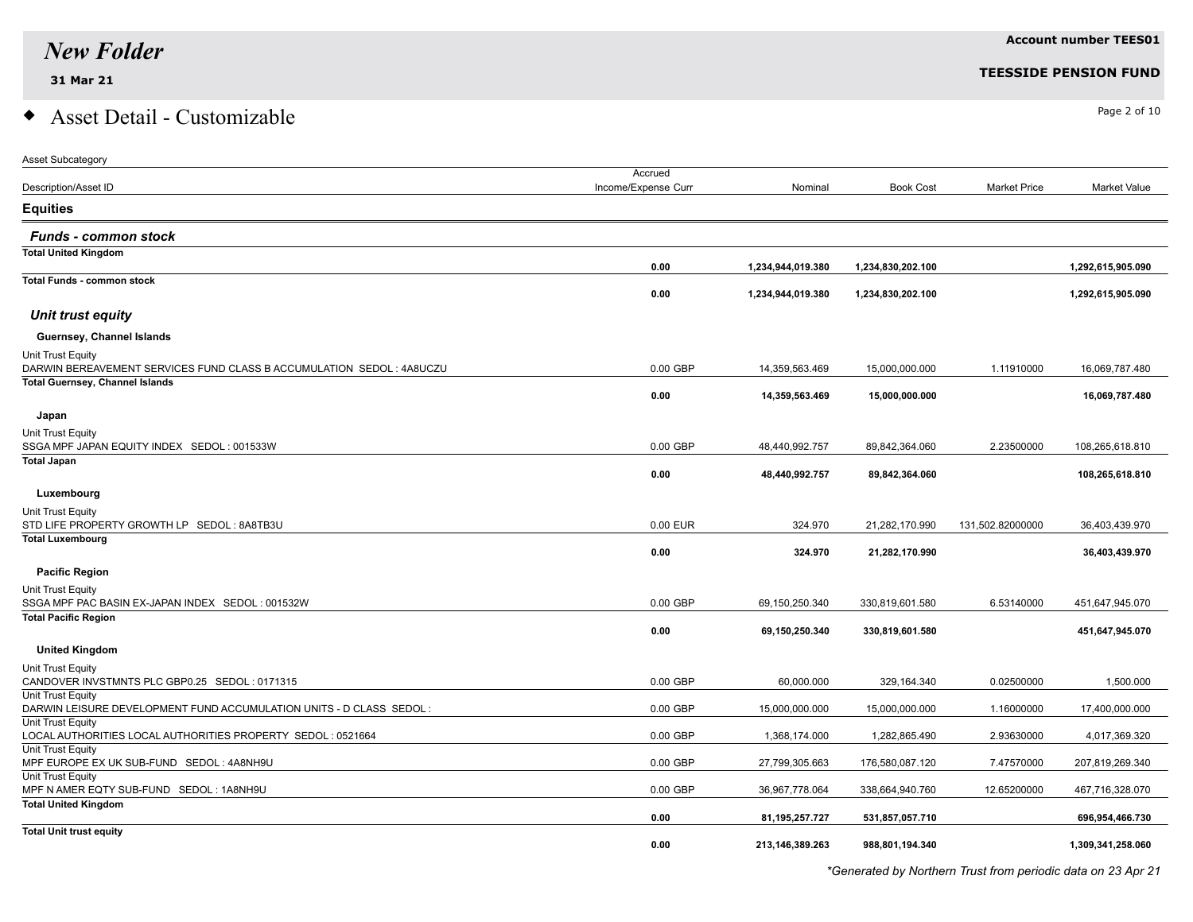# New Folder

**31 Mar 21**

**Account number TEES01**

**TEESSIDE PENSION FUND**

## Asset Detail - Customizable

| Asset Subcategory<br>Description/Asset ID | Accrued Income/Expense Curr | Nominal | Book Cost | Market Price | Market Value |
|---|---|---|---|---|---|
| **Equities** | | | | | |
| ***Funds - common stock*** | | | | | |
| **Total United Kingdom** | **0.00** | **1,234,944,019.380** | **1,234,830,202.100** | | **1,292,615,905.090** |
| **Total Funds - common stock** | **0.00** | **1,234,944,019.380** | **1,234,830,202.100** | | **1,292,615,905.090** |
| ***Unit trust equity*** | | | | | |
| **Guernsey, Channel Islands** | | | | | |
| Unit Trust Equity<br>DARWIN BEREAVEMENT SERVICES FUND CLASS B ACCUMULATION SEDOL : 4A8UCZU | 0.00 GBP | 14,359,563.469 | 15,000,000.000 | 1.11910000 | 16,069,787.480 |
| **Total Guernsey, Channel Islands** | **0.00** | **14,359,563.469** | **15,000,000.000** | | **16,069,787.480** |
| **Japan** | | | | | |
| Unit Trust Equity<br>SSGA MPF JAPAN EQUITY INDEX SEDOL : 001533W | 0.00 GBP | 48,440,992.757 | 89,842,364.060 | 2.23500000 | 108,265,618.810 |
| **Total Japan** | **0.00** | **48,440,992.757** | **89,842,364.060** | | **108,265,618.810** |
| **Luxembourg** | | | | | |
| Unit Trust Equity<br>STD LIFE PROPERTY GROWTH LP SEDOL : 8A8TB3U | 0.00 EUR | 324.970 | 21,282,170.990 | 131,502.82000000 | 36,403,439.970 |
| **Total Luxembourg** | **0.00** | **324.970** | **21,282,170.990** | | **36,403,439.970** |
| **Pacific Region** | | | | | |
| Unit Trust Equity<br>SSGA MPF PAC BASIN EX-JAPAN INDEX SEDOL : 001532W | 0.00 GBP | 69,150,250.340 | 330,819,601.580 | 6.53140000 | 451,647,945.070 |
| **Total Pacific Region** | **0.00** | **69,150,250.340** | **330,819,601.580** | | **451,647,945.070** |
| **United Kingdom** | | | | | |
| Unit Trust Equity<br>CANDOVER INVSTMNTS PLC GBP0.25 SEDOL : 0171315 | 0.00 GBP | 60,000.000 | 329,164.340 | 0.02500000 | 1,500.000 |
| Unit Trust Equity<br>DARWIN LEISURE DEVELOPMENT FUND ACCUMULATION UNITS - D CLASS SEDOL : | 0.00 GBP | 15,000,000.000 | 15,000,000.000 | 1.16000000 | 17,400,000.000 |
| Unit Trust Equity<br>LOCAL AUTHORITIES LOCAL AUTHORITIES PROPERTY SEDOL : 0521664 | 0.00 GBP | 1,368,174.000 | 1,282,865.490 | 2.93630000 | 4,017,369.320 |
| Unit Trust Equity<br>MPF EUROPE EX UK SUB-FUND SEDOL : 4A8NH9U | 0.00 GBP | 27,799,305.663 | 176,580,087.120 | 7.47570000 | 207,819,269.340 |
| Unit Trust Equity<br>MPF N AMER EQTY SUB-FUND SEDOL : 1A8NH9U | 0.00 GBP | 36,967,778.064 | 338,664,940.760 | 12.65200000 | 467,716,328.070 |
| **Total United Kingdom** | **0.00** | **81,195,257.727** | **531,857,057.710** | | **696,954,466.730** |
| **Total Unit trust equity** | **0.00** | **213,146,389.263** | **988,801,194.340** | | **1,309,341,258.060** |

*\*Generated by Northern Trust from periodic data on 23 Apr 21*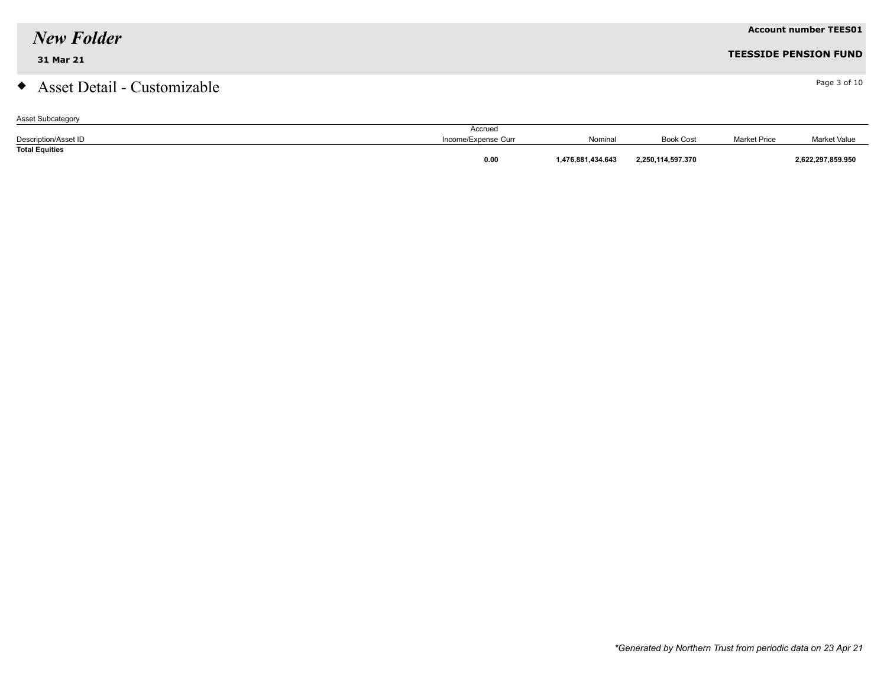# Asset Detail - Customizable

Asset Subcategory

| Description/Asset ID | Accrued Income/Expense Curr | Nominal | Book Cost | Market Price | Market Value |
|---|---|---|---|---|---|
| **Total Equities** | | | | | |
| | **0.00** | **1,476,881,434.643** | **2,250,114,597.370** | | **2,622,297,859.950** |

*\*Generated by Northern Trust from periodic data on 23 Apr 21*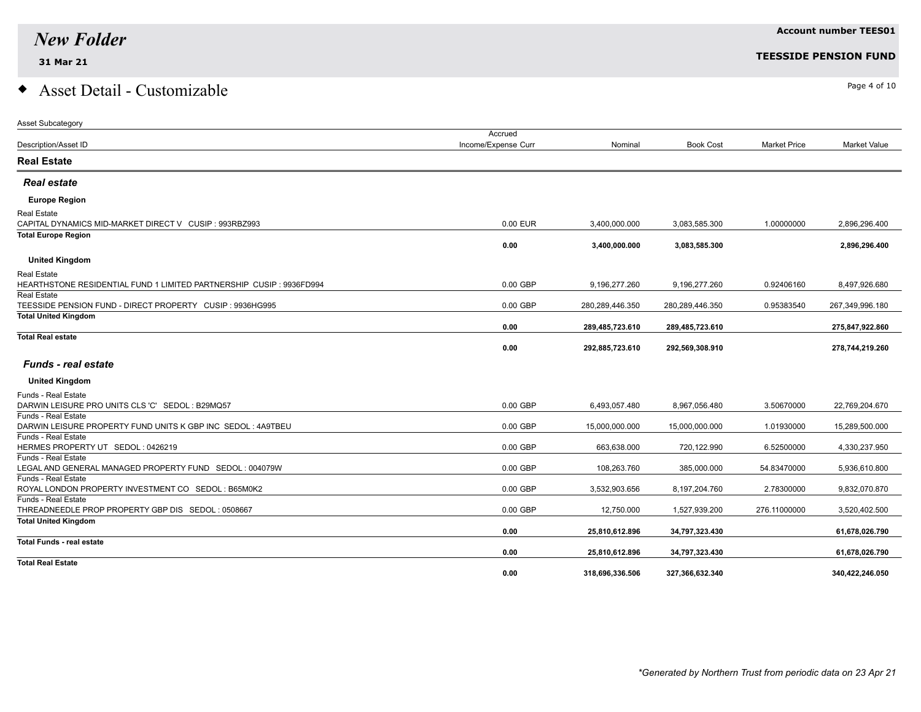# New Folder

**31 Mar 21**

**Account number TEES01**

**TEESSIDE PENSION FUND**

## Asset Detail - Customizable

| Asset Subcategory<br>Description/Asset ID | Accrued Income/Expense Curr | Nominal | Book Cost | Market Price | Market Value |
|---|---|---|---|---|---|
| **Real Estate** | | | | | |
| ***Real estate*** | | | | | |
| **Europe Region** | | | | | |
| Real Estate<br>CAPITAL DYNAMICS MID-MARKET DIRECT V CUSIP : 993RBZ993 | 0.00 EUR | 3,400,000.000 | 3,083,585.300 | 1.00000000 | 2,896,296.400 |
| **Total Europe Region** | **0.00** | **3,400,000.000** | **3,083,585.300** | | **2,896,296.400** |
| **United Kingdom** | | | | | |
| Real Estate<br>HEARTHSTONE RESIDENTIAL FUND 1 LIMITED PARTNERSHIP CUSIP : 9936FD994 | 0.00 GBP | 9,196,277.260 | 9,196,277.260 | 0.92406160 | 8,497,926.680 |
| Real Estate<br>TEESSIDE PENSION FUND - DIRECT PROPERTY CUSIP : 9936HG995 | 0.00 GBP | 280,289,446.350 | 280,289,446.350 | 0.95383540 | 267,349,996.180 |
| **Total United Kingdom** | **0.00** | **289,485,723.610** | **289,485,723.610** | | **275,847,922.860** |
| **Total Real estate** | **0.00** | **292,885,723.610** | **292,569,308.910** | | **278,744,219.260** |
| ***Funds - real estate*** | | | | | |
| **United Kingdom** | | | | | |
| Funds - Real Estate<br>DARWIN LEISURE PRO UNITS CLS 'C' SEDOL : B29MQ57 | 0.00 GBP | 6,493,057.480 | 8,967,056.480 | 3.50670000 | 22,769,204.670 |
| Funds - Real Estate<br>DARWIN LEISURE PROPERTY FUND UNITS K GBP INC SEDOL : 4A9TBEU | 0.00 GBP | 15,000,000.000 | 15,000,000.000 | 1.01930000 | 15,289,500.000 |
| Funds - Real Estate<br>HERMES PROPERTY UT SEDOL : 0426219 | 0.00 GBP | 663,638.000 | 720,122.990 | 6.52500000 | 4,330,237.950 |
| Funds - Real Estate<br>LEGAL AND GENERAL MANAGED PROPERTY FUND SEDOL : 004079W | 0.00 GBP | 108,263.760 | 385,000.000 | 54.83470000 | 5,936,610.800 |
| Funds - Real Estate<br>ROYAL LONDON PROPERTY INVESTMENT CO SEDOL : B65M0K2 | 0.00 GBP | 3,532,903.656 | 8,197,204.760 | 2.78300000 | 9,832,070.870 |
| Funds - Real Estate<br>THREADNEEDLE PROP PROPERTY GBP DIS SEDOL : 0508667 | 0.00 GBP | 12,750.000 | 1,527,939.200 | 276.11000000 | 3,520,402.500 |
| **Total United Kingdom** | **0.00** | **25,810,612.896** | **34,797,323.430** | | **61,678,026.790** |
| **Total Funds - real estate** | **0.00** | **25,810,612.896** | **34,797,323.430** | | **61,678,026.790** |
| **Total Real Estate** | **0.00** | **318,696,336.506** | **327,366,632.340** | | **340,422,246.050** |

*\*Generated by Northern Trust from periodic data on 23 Apr 21*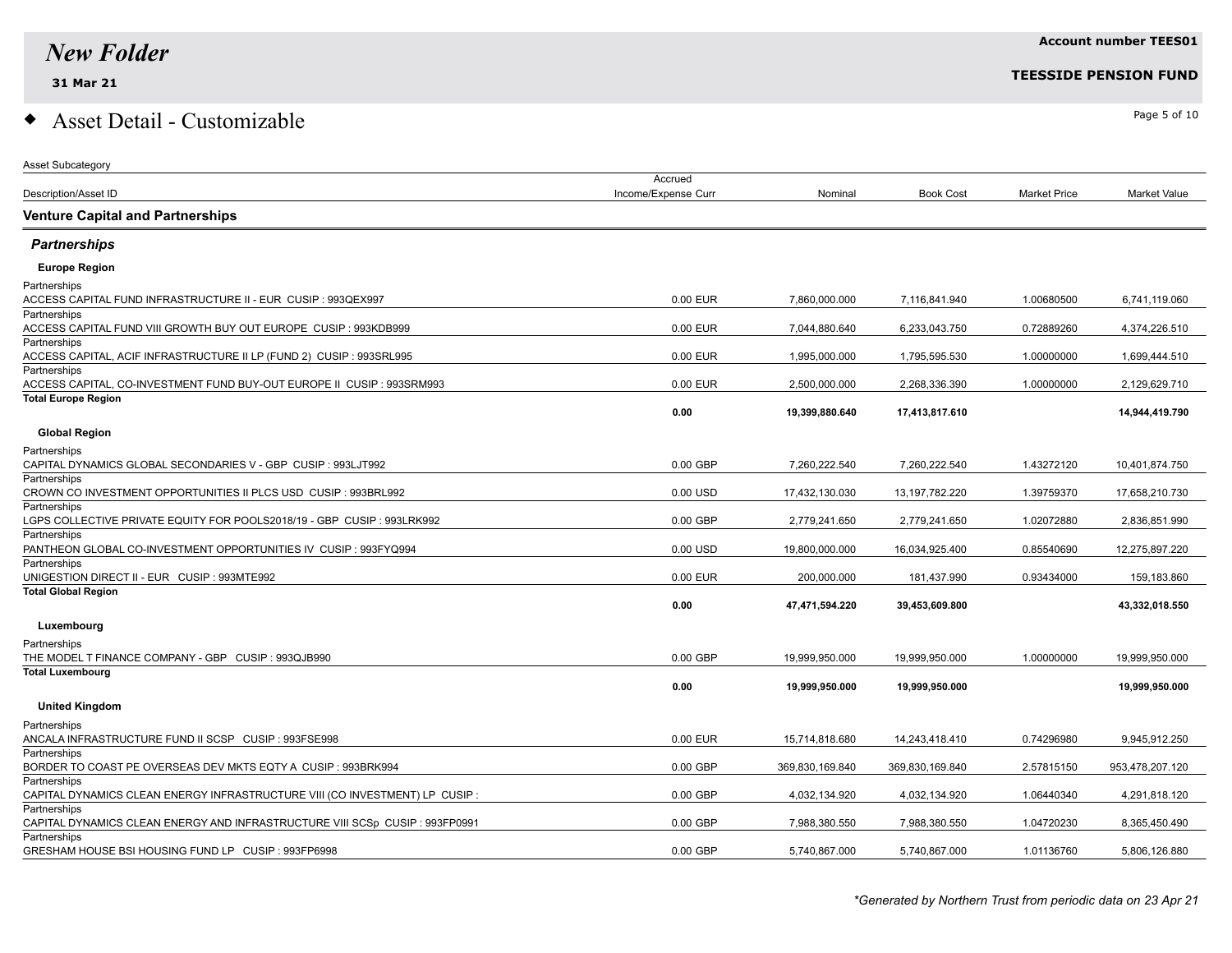## Asset Detail - Customizable

| Asset Subcategory<br>Description/Asset ID | Accrued Income/Expense Curr | Nominal | Book Cost | Market Price | Market Value |
|---|---|---|---|---|---|
| **Venture Capital and Partnerships** | | | | | |
| ***Partnerships*** | | | | | |
| **Europe Region** | | | | | |
| Partnerships<br>ACCESS CAPITAL FUND INFRASTRUCTURE II - EUR CUSIP : 993QEX997 | 0.00 EUR | 7,860,000.000 | 7,116,841.940 | 1.00680500 | 6,741,119.060 |
| Partnerships<br>ACCESS CAPITAL FUND VIII GROWTH BUY OUT EUROPE CUSIP : 993KDB999 | 0.00 EUR | 7,044,880.640 | 6,233,043.750 | 0.72889260 | 4,374,226.510 |
| Partnerships<br>ACCESS CAPITAL, ACIF INFRASTRUCTURE II LP (FUND 2) CUSIP : 993SRL995 | 0.00 EUR | 1,995,000.000 | 1,795,595.530 | 1.00000000 | 1,699,444.510 |
| Partnerships<br>ACCESS CAPITAL, CO-INVESTMENT FUND BUY-OUT EUROPE II CUSIP : 993SRM993 | 0.00 EUR | 2,500,000.000 | 2,268,336.390 | 1.00000000 | 2,129,629.710 |
| **Total Europe Region** | **0.00** | **19,399,880.640** | **17,413,817.610** | | **14,944,419.790** |
| **Global Region** | | | | | |
| Partnerships<br>CAPITAL DYNAMICS GLOBAL SECONDARIES V - GBP CUSIP : 993LJT992 | 0.00 GBP | 7,260,222.540 | 7,260,222.540 | 1.43272120 | 10,401,874.750 |
| Partnerships<br>CROWN CO INVESTMENT OPPORTUNITIES II PLCS USD CUSIP : 993BRL992 | 0.00 USD | 17,432,130.030 | 13,197,782.220 | 1.39759370 | 17,658,210.730 |
| Partnerships<br>LGPS COLLECTIVE PRIVATE EQUITY FOR POOLS2018/19 - GBP CUSIP : 993LRK992 | 0.00 GBP | 2,779,241.650 | 2,779,241.650 | 1.02072880 | 2,836,851.990 |
| Partnerships<br>PANTHEON GLOBAL CO-INVESTMENT OPPORTUNITIES IV CUSIP : 993FYQ994 | 0.00 USD | 19,800,000.000 | 16,034,925.400 | 0.85540690 | 12,275,897.220 |
| Partnerships<br>UNIGESTION DIRECT II - EUR CUSIP : 993MTE992 | 0.00 EUR | 200,000.000 | 181,437.990 | 0.93434000 | 159,183.860 |
| **Total Global Region** | **0.00** | **47,471,594.220** | **39,453,609.800** | | **43,332,018.550** |
| **Luxembourg** | | | | | |
| Partnerships<br>THE MODEL T FINANCE COMPANY - GBP CUSIP : 993QJB990 | 0.00 GBP | 19,999,950.000 | 19,999,950.000 | 1.00000000 | 19,999,950.000 |
| **Total Luxembourg** | **0.00** | **19,999,950.000** | **19,999,950.000** | | **19,999,950.000** |
| **United Kingdom** | | | | | |
| Partnerships<br>ANCALA INFRASTRUCTURE FUND II SCSP CUSIP : 993FSE998 | 0.00 EUR | 15,714,818.680 | 14,243,418.410 | 0.74296980 | 9,945,912.250 |
| Partnerships<br>BORDER TO COAST PE OVERSEAS DEV MKTS EQTY A CUSIP : 993BRK994 | 0.00 GBP | 369,830,169.840 | 369,830,169.840 | 2.57815150 | 953,478,207.120 |
| Partnerships<br>CAPITAL DYNAMICS CLEAN ENERGY INFRASTRUCTURE VIII (CO INVESTMENT) LP CUSIP : | 0.00 GBP | 4,032,134.920 | 4,032,134.920 | 1.06440340 | 4,291,818.120 |
| Partnerships<br>CAPITAL DYNAMICS CLEAN ENERGY AND INFRASTRUCTURE VIII SCSp CUSIP : 993FP0991 | 0.00 GBP | 7,988,380.550 | 7,988,380.550 | 1.04720230 | 8,365,450.490 |
| Partnerships<br>GRESHAM HOUSE BSI HOUSING FUND LP CUSIP : 993FP6998 | 0.00 GBP | 5,740,867.000 | 5,740,867.000 | 1.01136760 | 5,806,126.880 |

*\*Generated by Northern Trust from periodic data on 23 Apr 21*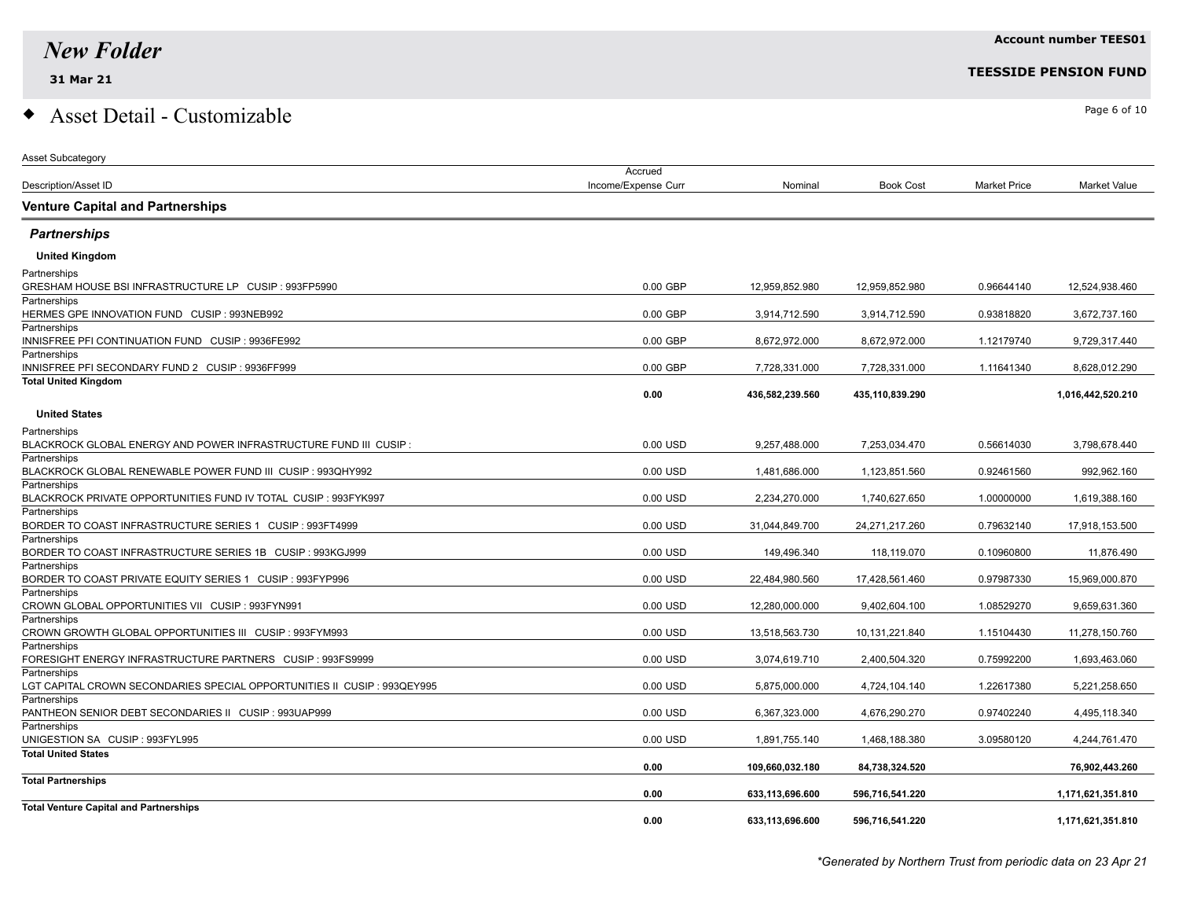# New Folder

**31 Mar 21**

**Account number TEES01**

**TEESSIDE PENSION FUND**

## ◆ Asset Detail - Customizable

Asset Subcategory

| Description/Asset ID | Accrued Income/Expense Curr | Nominal | Book Cost | Market Price | Market Value |
|---|---|---|---|---|---|
| **Venture Capital and Partnerships** | | | | | |
| ***Partnerships*** | | | | | |
| **United Kingdom** | | | | | |
| Partnerships<br>GRESHAM HOUSE BSI INFRASTRUCTURE LP CUSIP : 993FP5990 | 0.00 GBP | 12,959,852.980 | 12,959,852.980 | 0.96644140 | 12,524,938.460 |
| Partnerships<br>HERMES GPE INNOVATION FUND CUSIP : 993NEB992 | 0.00 GBP | 3,914,712.590 | 3,914,712.590 | 0.93818820 | 3,672,737.160 |
| Partnerships<br>INNISFREE PFI CONTINUATION FUND CUSIP : 9936FE992 | 0.00 GBP | 8,672,972.000 | 8,672,972.000 | 1.12179740 | 9,729,317.440 |
| Partnerships<br>INNISFREE PFI SECONDARY FUND 2 CUSIP : 9936FF999 | 0.00 GBP | 7,728,331.000 | 7,728,331.000 | 1.11641340 | 8,628,012.290 |
| **Total United Kingdom** | **0.00** | **436,582,239.560** | **435,110,839.290** | | **1,016,442,520.210** |
| **United States** | | | | | |
| Partnerships<br>BLACKROCK GLOBAL ENERGY AND POWER INFRASTRUCTURE FUND III CUSIP : | 0.00 USD | 9,257,488.000 | 7,253,034.470 | 0.56614030 | 3,798,678.440 |
| Partnerships<br>BLACKROCK GLOBAL RENEWABLE POWER FUND III CUSIP : 993QHY992 | 0.00 USD | 1,481,686.000 | 1,123,851.560 | 0.92461560 | 992,962.160 |
| Partnerships<br>BLACKROCK PRIVATE OPPORTUNITIES FUND IV TOTAL CUSIP : 993FYK997 | 0.00 USD | 2,234,270.000 | 1,740,627.650 | 1.00000000 | 1,619,388.160 |
| Partnerships<br>BORDER TO COAST INFRASTRUCTURE SERIES 1 CUSIP : 993FT4999 | 0.00 USD | 31,044,849.700 | 24,271,217.260 | 0.79632140 | 17,918,153.500 |
| Partnerships<br>BORDER TO COAST INFRASTRUCTURE SERIES 1B CUSIP : 993KGJ999 | 0.00 USD | 149,496.340 | 118,119.070 | 0.10960800 | 11,876.490 |
| Partnerships<br>BORDER TO COAST PRIVATE EQUITY SERIES 1 CUSIP : 993FYP996 | 0.00 USD | 22,484,980.560 | 17,428,561.460 | 0.97987330 | 15,969,000.870 |
| Partnerships<br>CROWN GLOBAL OPPORTUNITIES VII CUSIP : 993FYN991 | 0.00 USD | 12,280,000.000 | 9,402,604.100 | 1.08529270 | 9,659,631.360 |
| Partnerships<br>CROWN GROWTH GLOBAL OPPORTUNITIES III CUSIP : 993FYM993 | 0.00 USD | 13,518,563.730 | 10,131,221.840 | 1.15104430 | 11,278,150.760 |
| Partnerships<br>FORESIGHT ENERGY INFRASTRUCTURE PARTNERS CUSIP : 993FS9999 | 0.00 USD | 3,074,619.710 | 2,400,504.320 | 0.75992200 | 1,693,463.060 |
| Partnerships<br>LGT CAPITAL CROWN SECONDARIES SPECIAL OPPORTUNITIES II CUSIP : 993QEY995 | 0.00 USD | 5,875,000.000 | 4,724,104.140 | 1.22617380 | 5,221,258.650 |
| Partnerships<br>PANTHEON SENIOR DEBT SECONDARIES II CUSIP : 993UAP999 | 0.00 USD | 6,367,323.000 | 4,676,290.270 | 0.97402240 | 4,495,118.340 |
| Partnerships<br>UNIGESTION SA CUSIP : 993FYL995 | 0.00 USD | 1,891,755.140 | 1,468,188.380 | 3.09580120 | 4,244,761.470 |
| **Total United States** | **0.00** | **109,660,032.180** | **84,738,324.520** | | **76,902,443.260** |
| **Total Partnerships** | **0.00** | **633,113,696.600** | **596,716,541.220** | | **1,171,621,351.810** |
| **Total Venture Capital and Partnerships** | **0.00** | **633,113,696.600** | **596,716,541.220** | | **1,171,621,351.810** |

*\*Generated by Northern Trust from periodic data on 23 Apr 21*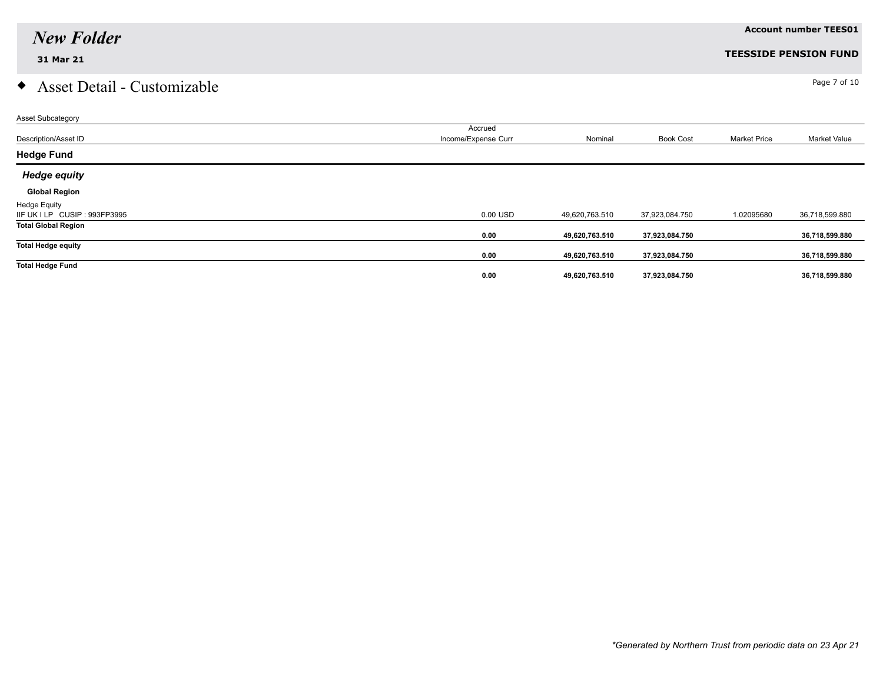# New Folder

**31 Mar 21**

**Account number TEES01**

**TEESSIDE PENSION FUND**

## Asset Detail - Customizable

| Asset Subcategory | | | | | |
|---|---|---|---|---|---|
| Description/Asset ID | Accrued Income/Expense Curr | Nominal | Book Cost | Market Price | Market Value |
| **Hedge Fund** | | | | | |
| ***Hedge equity*** | | | | | |
| **Global Region** | | | | | |
| Hedge Equity<br>IIF UK I LP CUSIP : 993FP3995 | 0.00 USD | 49,620,763.510 | 37,923,084.750 | 1.02095680 | 36,718,599.880 |
| **Total Global Region** | **0.00** | **49,620,763.510** | **37,923,084.750** | | **36,718,599.880** |
| **Total Hedge equity** | **0.00** | **49,620,763.510** | **37,923,084.750** | | **36,718,599.880** |
| **Total Hedge Fund** | **0.00** | **49,620,763.510** | **37,923,084.750** | | **36,718,599.880** |

*\*Generated by Northern Trust from periodic data on 23 Apr 21*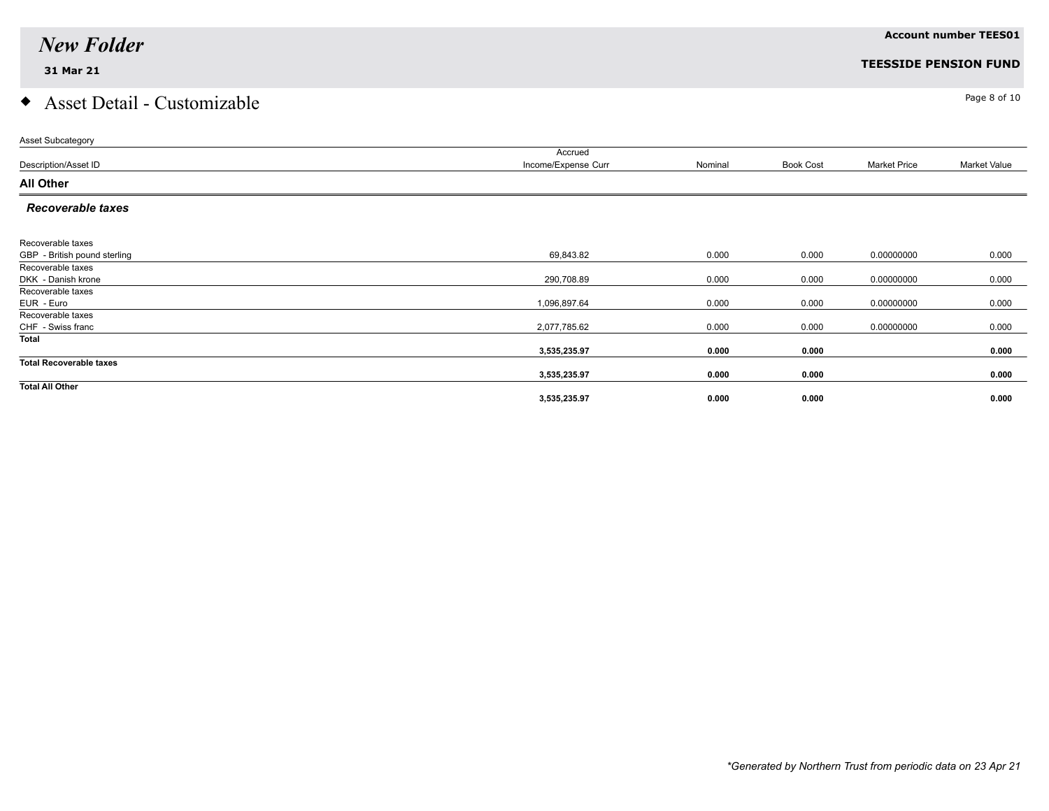# New Folder

**31 Mar 21**

**Account number TEES01**

**TEESSIDE PENSION FUND**

## ◆ Asset Detail - Customizable

| Asset Subcategory<br>Description/Asset ID | Accrued Income/Expense Curr | Nominal | Book Cost | Market Price | Market Value |
|---|---|---|---|---|---|
| **All Other** | | | | | |
| ***Recoverable taxes*** | | | | | |
| Recoverable taxes<br>GBP - British pound sterling | 69,843.82 | 0.000 | 0.000 | 0.00000000 | 0.000 |
| Recoverable taxes<br>DKK - Danish krone | 290,708.89 | 0.000 | 0.000 | 0.00000000 | 0.000 |
| Recoverable taxes<br>EUR - Euro | 1,096,897.64 | 0.000 | 0.000 | 0.00000000 | 0.000 |
| Recoverable taxes<br>CHF - Swiss franc | 2,077,785.62 | 0.000 | 0.000 | 0.00000000 | 0.000 |
| **Total** | **3,535,235.97** | **0.000** | **0.000** | | **0.000** |
| **Total Recoverable taxes** | **3,535,235.97** | **0.000** | **0.000** | | **0.000** |
| **Total All Other** | **3,535,235.97** | **0.000** | **0.000** | | **0.000** |

*\*Generated by Northern Trust from periodic data on 23 Apr 21*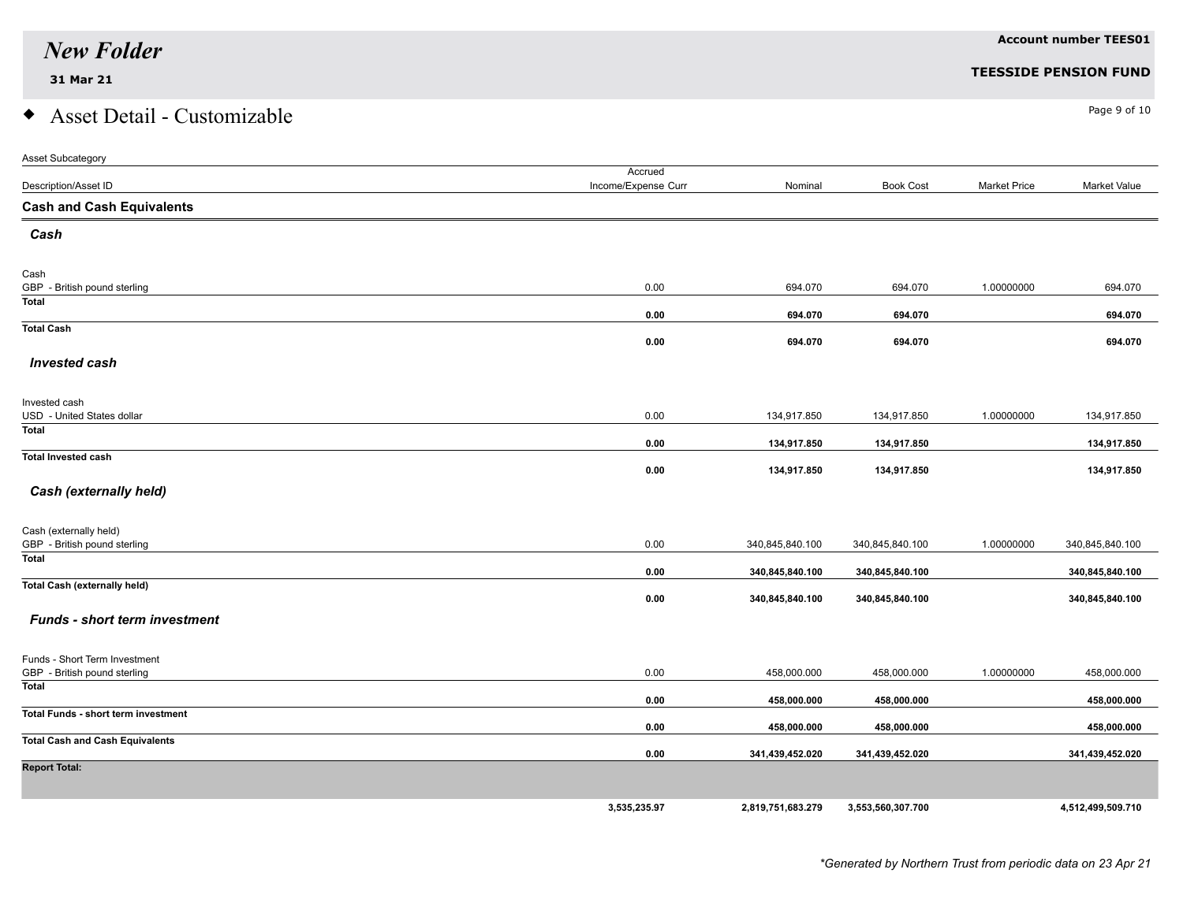# New Folder

**31 Mar 21**

**Account number TEES01**

**TEESSIDE PENSION FUND**

## Asset Detail - Customizable

| Asset Subcategory<br>Description/Asset ID | Accrued Income/Expense Curr | Nominal | Book Cost | Market Price | Market Value |
|---|---|---|---|---|---|
| **Cash and Cash Equivalents** | | | | | |
| ***Cash*** | | | | | |
| Cash<br>GBP - British pound sterling | 0.00 | 694.070 | 694.070 | 1.00000000 | 694.070 |
| **Total** | **0.00** | **694.070** | **694.070** | | **694.070** |
| **Total Cash** | **0.00** | **694.070** | **694.070** | | **694.070** |
| ***Invested cash*** | | | | | |
| Invested cash<br>USD - United States dollar | 0.00 | 134,917.850 | 134,917.850 | 1.00000000 | 134,917.850 |
| **Total** | **0.00** | **134,917.850** | **134,917.850** | | **134,917.850** |
| **Total Invested cash** | **0.00** | **134,917.850** | **134,917.850** | | **134,917.850** |
| ***Cash (externally held)*** | | | | | |
| Cash (externally held)<br>GBP - British pound sterling | 0.00 | 340,845,840.100 | 340,845,840.100 | 1.00000000 | 340,845,840.100 |
| **Total** | **0.00** | **340,845,840.100** | **340,845,840.100** | | **340,845,840.100** |
| **Total Cash (externally held)** | **0.00** | **340,845,840.100** | **340,845,840.100** | | **340,845,840.100** |
| ***Funds - short term investment*** | | | | | |
| Funds - Short Term Investment<br>GBP - British pound sterling | 0.00 | 458,000.000 | 458,000.000 | 1.00000000 | 458,000.000 |
| **Total** | **0.00** | **458,000.000** | **458,000.000** | | **458,000.000** |
| **Total Funds - short term investment** | **0.00** | **458,000.000** | **458,000.000** | | **458,000.000** |
| **Total Cash and Cash Equivalents** | **0.00** | **341,439,452.020** | **341,439,452.020** | | **341,439,452.020** |
| **Report Total:** | **3,535,235.97** | **2,819,751,683.279** | **3,553,560,307.700** | | **4,512,499,509.710** |

*\*Generated by Northern Trust from periodic data on 23 Apr 21*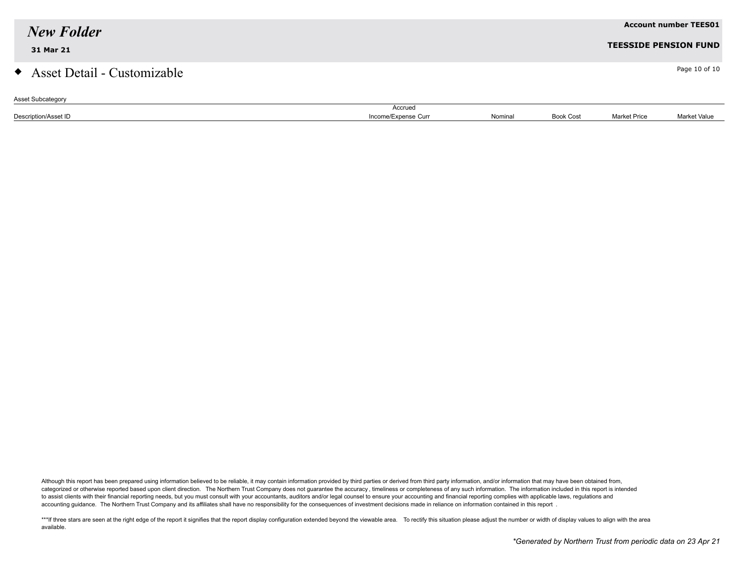# New Folder

**31 Mar 21**

**Account number TEES01**

**TEESSIDE PENSION FUND**

## Asset Detail - Customizable

Asset Subcategory

| Description/Asset ID | Accrued Income/Expense Curr | Nominal | Book Cost | Market Price | Market Value |
|---|---|---|---|---|---|

Although this report has been prepared using information believed to be reliable, it may contain information provided by third parties or derived from third party information, and/or information that may have been obtained from, categorized or otherwise reported based upon client direction. The Northern Trust Company does not guarantee the accuracy, timeliness or completeness of any such information. The information included in this report is intended to assist clients with their financial reporting needs, but you must consult with your accountants, auditors and/or legal counsel to ensure your accounting and financial reporting complies with applicable laws, regulations and accounting guidance. The Northern Trust Company and its affiliates shall have no responsibility for the consequences of investment decisions made in reliance on information contained in this report .

***If three stars are seen at the right edge of the report it signifies that the report display configuration extended beyond the viewable area. To rectify this situation please adjust the number or width of display values to align with the area available.

*\*Generated by Northern Trust from periodic data on 23 Apr 21*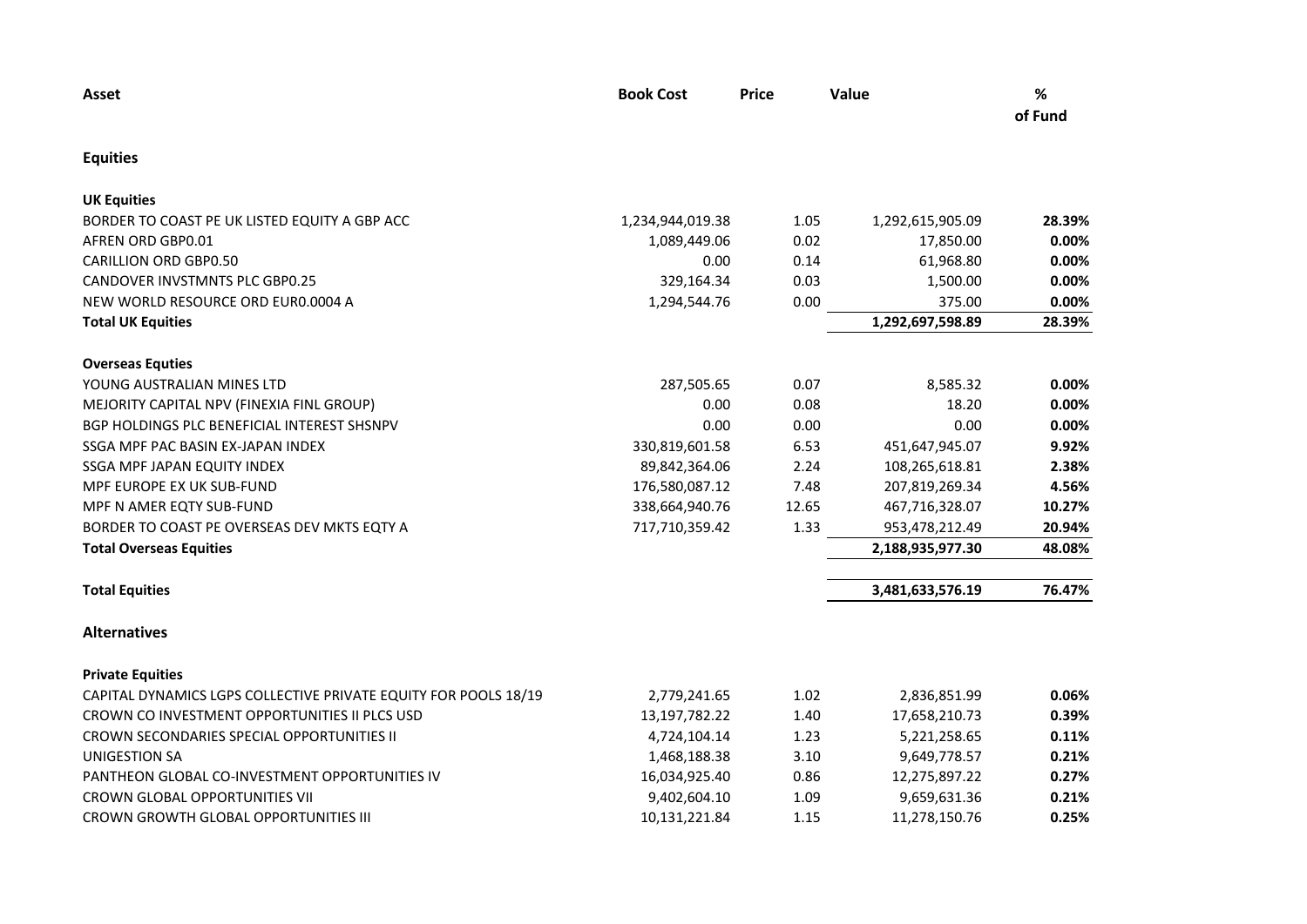| Asset | Book Cost | Price | Value | % of Fund |
|---|---|---|---|---|
| **Equities** | | | | |
| **UK Equities** | | | | |
| BORDER TO COAST PE UK LISTED EQUITY A GBP ACC | 1,234,944,019.38 | 1.05 | 1,292,615,905.09 | **28.39%** |
| AFREN ORD GBP0.01 | 1,089,449.06 | 0.02 | 17,850.00 | **0.00%** |
| CARILLION ORD GBP0.50 | 0.00 | 0.14 | 61,968.80 | **0.00%** |
| CANDOVER INVSTMNTS PLC GBP0.25 | 329,164.34 | 0.03 | 1,500.00 | **0.00%** |
| NEW WORLD RESOURCE ORD EUR0.0004 A | 1,294,544.76 | 0.00 | 375.00 | **0.00%** |
| **Total UK Equities** | | | **1,292,697,598.89** | **28.39%** |
| **Overseas Equties** | | | | |
| YOUNG AUSTRALIAN MINES LTD | 287,505.65 | 0.07 | 8,585.32 | **0.00%** |
| MEJORITY CAPITAL NPV (FINEXIA FINL GROUP) | 0.00 | 0.08 | 18.20 | **0.00%** |
| BGP HOLDINGS PLC BENEFICIAL INTEREST SHSNPV | 0.00 | 0.00 | 0.00 | **0.00%** |
| SSGA MPF PAC BASIN EX-JAPAN INDEX | 330,819,601.58 | 6.53 | 451,647,945.07 | **9.92%** |
| SSGA MPF JAPAN EQUITY INDEX | 89,842,364.06 | 2.24 | 108,265,618.81 | **2.38%** |
| MPF EUROPE EX UK SUB-FUND | 176,580,087.12 | 7.48 | 207,819,269.34 | **4.56%** |
| MPF N AMER EQTY SUB-FUND | 338,664,940.76 | 12.65 | 467,716,328.07 | **10.27%** |
| BORDER TO COAST PE OVERSEAS DEV MKTS EQTY A | 717,710,359.42 | 1.33 | 953,478,212.49 | **20.94%** |
| **Total Overseas Equities** | | | **2,188,935,977.30** | **48.08%** |
| **Total Equities** | | | **3,481,633,576.19** | **76.47%** |
| **Alternatives** | | | | |
| **Private Equities** | | | | |
| CAPITAL DYNAMICS LGPS COLLECTIVE PRIVATE EQUITY FOR POOLS 18/19 | 2,779,241.65 | 1.02 | 2,836,851.99 | **0.06%** |
| CROWN CO INVESTMENT OPPORTUNITIES II PLCS USD | 13,197,782.22 | 1.40 | 17,658,210.73 | **0.39%** |
| CROWN SECONDARIES SPECIAL OPPORTUNITIES II | 4,724,104.14 | 1.23 | 5,221,258.65 | **0.11%** |
| UNIGESTION SA | 1,468,188.38 | 3.10 | 9,649,778.57 | **0.21%** |
| PANTHEON GLOBAL CO-INVESTMENT OPPORTUNITIES IV | 16,034,925.40 | 0.86 | 12,275,897.22 | **0.27%** |
| CROWN GLOBAL OPPORTUNITIES VII | 9,402,604.10 | 1.09 | 9,659,631.36 | **0.21%** |
| CROWN GROWTH GLOBAL OPPORTUNITIES III | 10,131,221.84 | 1.15 | 11,278,150.76 | **0.25%** |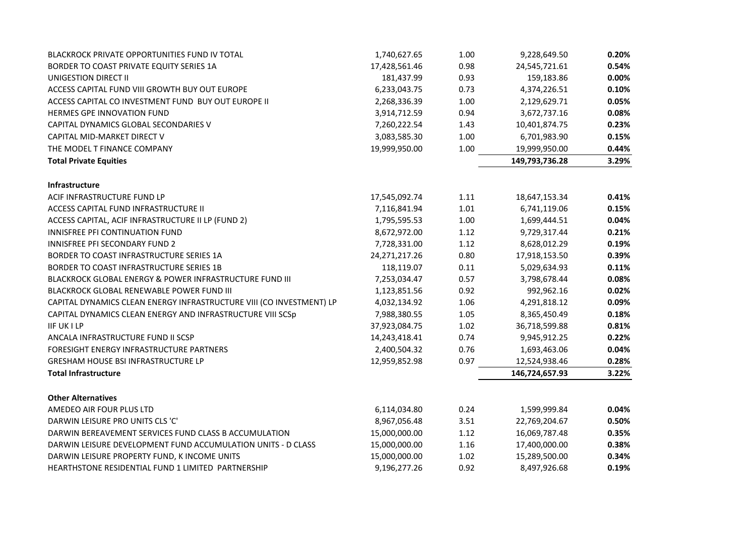| | | | | |
|---|---|---|---|---|
| BLACKROCK PRIVATE OPPORTUNITIES FUND IV TOTAL | 1,740,627.65 | 1.00 | 9,228,649.50 | **0.20%** |
| BORDER TO COAST PRIVATE EQUITY SERIES 1A | 17,428,561.46 | 0.98 | 24,545,721.61 | **0.54%** |
| UNIGESTION DIRECT II | 181,437.99 | 0.93 | 159,183.86 | **0.00%** |
| ACCESS CAPITAL FUND VIII GROWTH BUY OUT EUROPE | 6,233,043.75 | 0.73 | 4,374,226.51 | **0.10%** |
| ACCESS CAPITAL CO INVESTMENT FUND BUY OUT EUROPE II | 2,268,336.39 | 1.00 | 2,129,629.71 | **0.05%** |
| HERMES GPE INNOVATION FUND | 3,914,712.59 | 0.94 | 3,672,737.16 | **0.08%** |
| CAPITAL DYNAMICS GLOBAL SECONDARIES V | 7,260,222.54 | 1.43 | 10,401,874.75 | **0.23%** |
| CAPITAL MID-MARKET DIRECT V | 3,083,585.30 | 1.00 | 6,701,983.90 | **0.15%** |
| THE MODEL T FINANCE COMPANY | 19,999,950.00 | 1.00 | 19,999,950.00 | **0.44%** |
| **Total Private Equities** | | | **149,793,736.28** | **3.29%** |
| | | | | |
| **Infrastructure** | | | | |
| ACIF INFRASTRUCTURE FUND LP | 17,545,092.74 | 1.11 | 18,647,153.34 | **0.41%** |
| ACCESS CAPITAL FUND INFRASTRUCTURE II | 7,116,841.94 | 1.01 | 6,741,119.06 | **0.15%** |
| ACCESS CAPITAL, ACIF INFRASTRUCTURE II LP (FUND 2) | 1,795,595.53 | 1.00 | 1,699,444.51 | **0.04%** |
| INNISFREE PFI CONTINUATION FUND | 8,672,972.00 | 1.12 | 9,729,317.44 | **0.21%** |
| INNISFREE PFI SECONDARY FUND 2 | 7,728,331.00 | 1.12 | 8,628,012.29 | **0.19%** |
| BORDER TO COAST INFRASTRUCTURE SERIES 1A | 24,271,217.26 | 0.80 | 17,918,153.50 | **0.39%** |
| BORDER TO COAST INFRASTRUCTURE SERIES 1B | 118,119.07 | 0.11 | 5,029,634.93 | **0.11%** |
| BLACKROCK GLOBAL ENERGY & POWER INFRASTRUCTURE FUND III | 7,253,034.47 | 0.57 | 3,798,678.44 | **0.08%** |
| BLACKROCK GLOBAL RENEWABLE POWER FUND III | 1,123,851.56 | 0.92 | 992,962.16 | **0.02%** |
| CAPITAL DYNAMICS CLEAN ENERGY INFRASTRUCTURE VIII (CO INVESTMENT) LP | 4,032,134.92 | 1.06 | 4,291,818.12 | **0.09%** |
| CAPITAL DYNAMICS CLEAN ENERGY AND INFRASTRUCTURE VIII SCSp | 7,988,380.55 | 1.05 | 8,365,450.49 | **0.18%** |
| IIF UK I LP | 37,923,084.75 | 1.02 | 36,718,599.88 | **0.81%** |
| ANCALA INFRASTRUCTURE FUND II SCSP | 14,243,418.41 | 0.74 | 9,945,912.25 | **0.22%** |
| FORESIGHT ENERGY INFRASTRUCTURE PARTNERS | 2,400,504.32 | 0.76 | 1,693,463.06 | **0.04%** |
| GRESHAM HOUSE BSI INFRASTRUCTURE LP | 12,959,852.98 | 0.97 | 12,524,938.46 | **0.28%** |
| **Total Infrastructure** | | | **146,724,657.93** | **3.22%** |
| | | | | |
| **Other Alternatives** | | | | |
| AMEDEO AIR FOUR PLUS LTD | 6,114,034.80 | 0.24 | 1,599,999.84 | **0.04%** |
| DARWIN LEISURE PRO UNITS CLS 'C' | 8,967,056.48 | 3.51 | 22,769,204.67 | **0.50%** |
| DARWIN BEREAVEMENT SERVICES FUND CLASS B ACCUMULATION | 15,000,000.00 | 1.12 | 16,069,787.48 | **0.35%** |
| DARWIN LEISURE DEVELOPMENT FUND ACCUMULATION UNITS - D CLASS | 15,000,000.00 | 1.16 | 17,400,000.00 | **0.38%** |
| DARWIN LEISURE PROPERTY FUND, K INCOME UNITS | 15,000,000.00 | 1.02 | 15,289,500.00 | **0.34%** |
| HEARTHSTONE RESIDENTIAL FUND 1 LIMITED PARTNERSHIP | 9,196,277.26 | 0.92 | 8,497,926.68 | **0.19%** |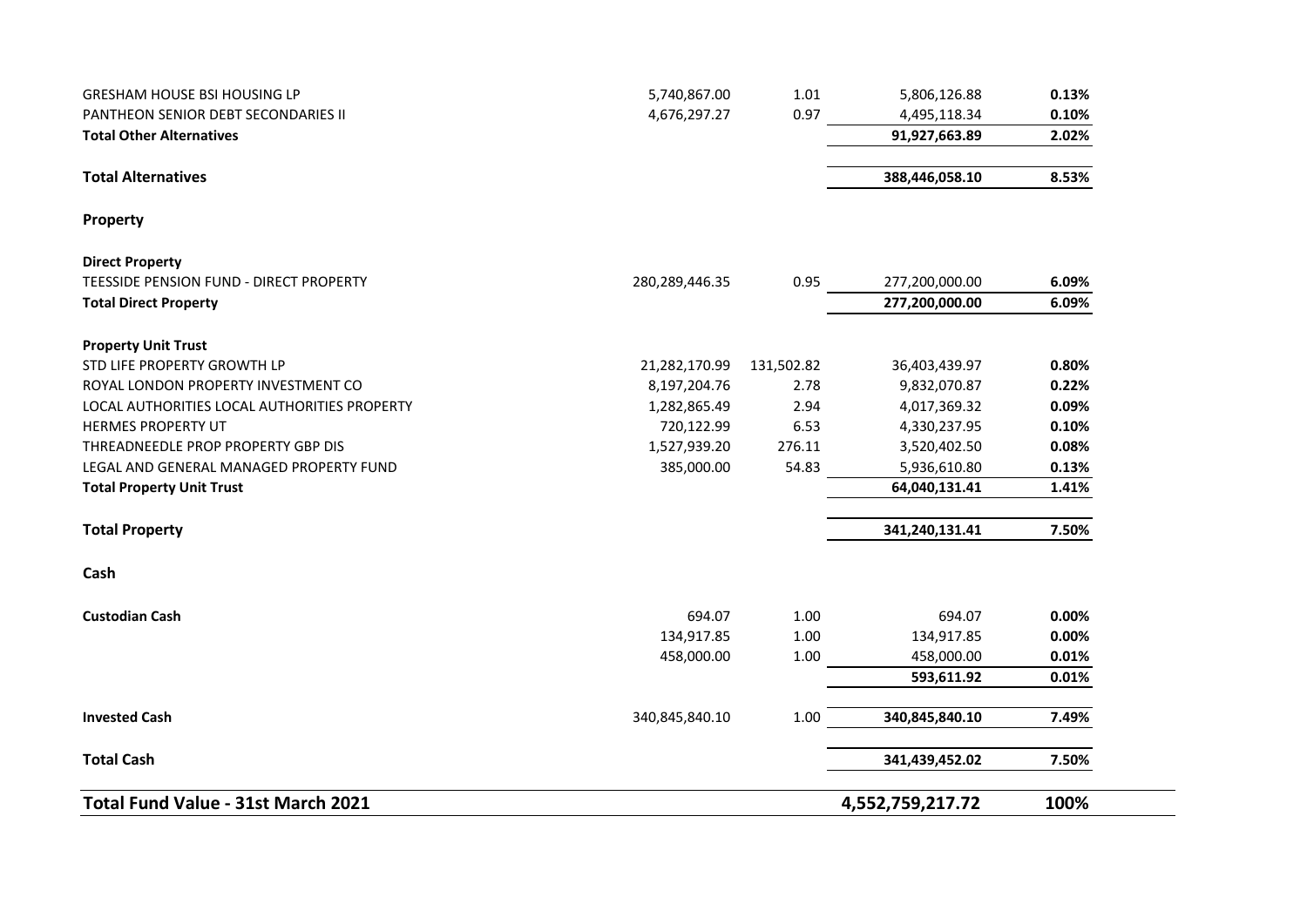| | | | | |
|---|---|---|---|---|
| GRESHAM HOUSE BSI HOUSING LP | 5,740,867.00 | 1.01 | 5,806,126.88 | **0.13%** |
| PANTHEON SENIOR DEBT SECONDARIES II | 4,676,297.27 | 0.97 | 4,495,118.34 | **0.10%** |
| **Total Other Alternatives** | | | **91,927,663.89** | **2.02%** |
| | | | | |
| **Total Alternatives** | | | **388,446,058.10** | **8.53%** |
| | | | | |
| **Property** | | | | |
| | | | | |
| **Direct Property** | | | | |
| TEESSIDE PENSION FUND - DIRECT PROPERTY | 280,289,446.35 | 0.95 | 277,200,000.00 | **6.09%** |
| **Total Direct Property** | | | **277,200,000.00** | **6.09%** |
| | | | | |
| **Property Unit Trust** | | | | |
| STD LIFE PROPERTY GROWTH LP | 21,282,170.99 | 131,502.82 | 36,403,439.97 | **0.80%** |
| ROYAL LONDON PROPERTY INVESTMENT CO | 8,197,204.76 | 2.78 | 9,832,070.87 | **0.22%** |
| LOCAL AUTHORITIES LOCAL AUTHORITIES PROPERTY | 1,282,865.49 | 2.94 | 4,017,369.32 | **0.09%** |
| HERMES PROPERTY UT | 720,122.99 | 6.53 | 4,330,237.95 | **0.10%** |
| THREADNEEDLE PROP PROPERTY GBP DIS | 1,527,939.20 | 276.11 | 3,520,402.50 | **0.08%** |
| LEGAL AND GENERAL MANAGED PROPERTY FUND | 385,000.00 | 54.83 | 5,936,610.80 | **0.13%** |
| **Total Property Unit Trust** | | | **64,040,131.41** | **1.41%** |
| | | | | |
| **Total Property** | | | **341,240,131.41** | **7.50%** |
| | | | | |
| **Cash** | | | | |
| | | | | |
| **Custodian Cash** | 694.07 | 1.00 | 694.07 | **0.00%** |
| | 134,917.85 | 1.00 | 134,917.85 | **0.00%** |
| | 458,000.00 | 1.00 | 458,000.00 | **0.01%** |
| | | | **593,611.92** | **0.01%** |
| | | | | |
| **Invested Cash** | 340,845,840.10 | 1.00 | **340,845,840.10** | **7.49%** |
| | | | | |
| **Total Cash** | | | **341,439,452.02** | **7.50%** |
| | | | | |
| **Total Fund Value - 31st March 2021** | | | **4,552,759,217.72** | **100%** |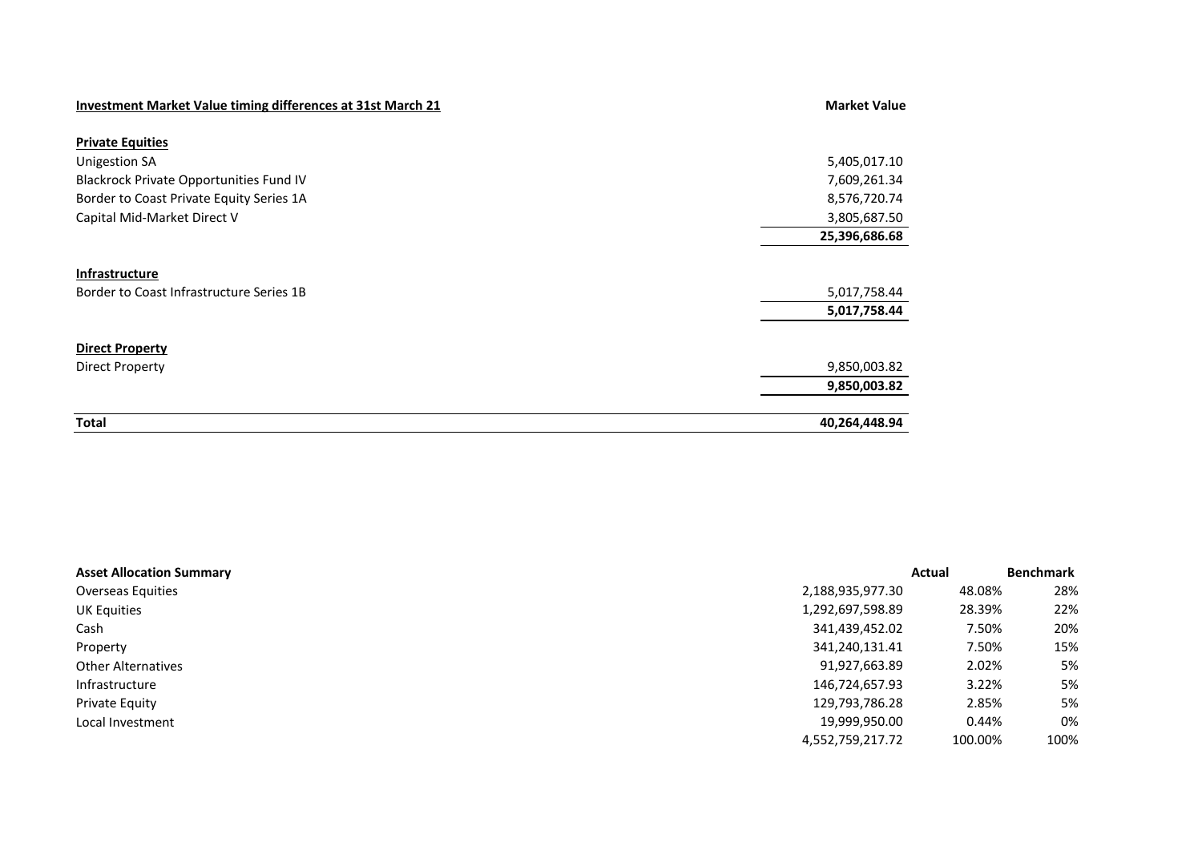| **Investment Market Value timing differences at 31st March 21** | **Market Value** |
| --- | --- |
| **Private Equities** | |
| Unigestion SA | 5,405,017.10 |
| Blackrock Private Opportunities Fund IV | 7,609,261.34 |
| Border to Coast Private Equity Series 1A | 8,576,720.74 |
| Capital Mid-Market Direct V | 3,805,687.50 |
| | **25,396,686.68** |
| **Infrastructure** | |
| Border to Coast Infrastructure Series 1B | 5,017,758.44 |
| | **5,017,758.44** |
| **Direct Property** | |
| Direct Property | 9,850,003.82 |
| | **9,850,003.82** |
| **Total** | **40,264,448.94** |

| **Asset Allocation Summary** | | **Actual** | **Benchmark** |
| --- | --- | --- | --- |
| Overseas Equities | 2,188,935,977.30 | 48.08% | 28% |
| UK Equities | 1,292,697,598.89 | 28.39% | 22% |
| Cash | 341,439,452.02 | 7.50% | 20% |
| Property | 341,240,131.41 | 7.50% | 15% |
| Other Alternatives | 91,927,663.89 | 2.02% | 5% |
| Infrastructure | 146,724,657.93 | 3.22% | 5% |
| Private Equity | 129,793,786.28 | 2.85% | 5% |
| Local Investment | 19,999,950.00 | 0.44% | 0% |
| | 4,552,759,217.72 | 100.00% | 100% |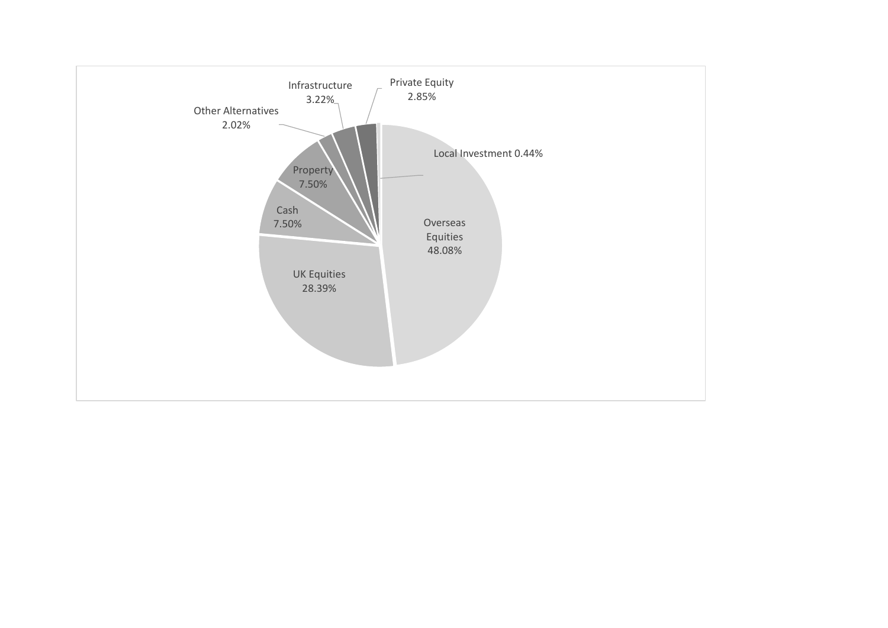Private Equity
2.85%

Infrastructure
3.22%

Other Alternatives
2.02%

Local Investment 0.44%

Property
7.50%

Cash
7.50%

Overseas
Equities
48.08%

UK Equities
28.39%